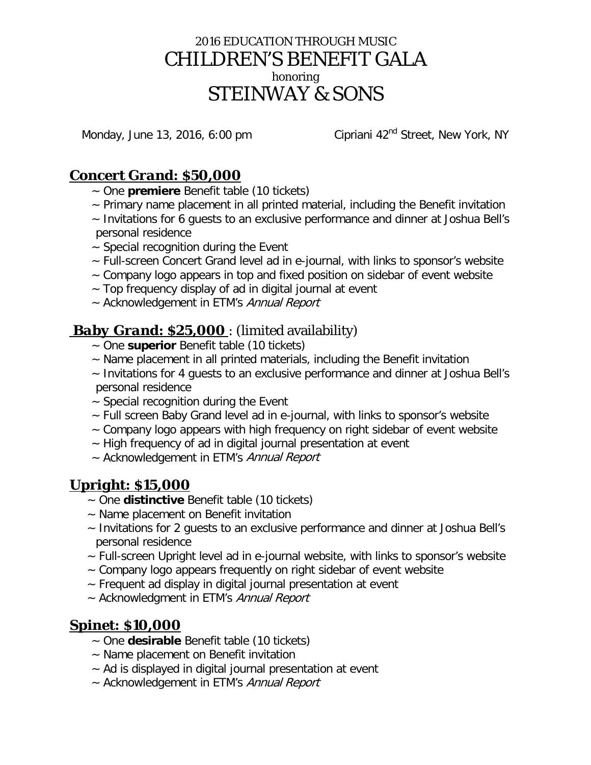# 2016 EDUCATION THROUGH MUSIC
# CHILDREN'S BENEFIT GALA
honoring
# STEINWAY & SONS

Monday, June 13, 2016, 6:00 pm — Cipriani 42nd Street, New York, NY

## ***Concert Grand: $50,000***

~ One **premiere** Benefit table (10 tickets)
~ Primary name placement in all printed material, including the Benefit invitation
~ Invitations for 6 guests to an exclusive performance and dinner at Joshua Bell's personal residence
~ Special recognition during the Event
~ Full-screen Concert Grand level ad in e-journal, with links to sponsor's website
~ Company logo appears in top and fixed position on sidebar of event website
~ Top frequency display of ad in digital journal at event
~ Acknowledgement in ETM's *Annual Report*

## ***Baby Grand: $25,000*** : (limited availability)

~ One **superior** Benefit table (10 tickets)
~ Name placement in all printed materials, including the Benefit invitation
~ Invitations for 4 guests to an exclusive performance and dinner at Joshua Bell's personal residence
~ Special recognition during the Event
~ Full screen Baby Grand level ad in e-journal, with links to sponsor's website
~ Company logo appears with high frequency on right sidebar of event website
~ High frequency of ad in digital journal presentation at event
~ Acknowledgement in ETM's *Annual Report*

## **Upright: $15,000**

~ One **distinctive** Benefit table (10 tickets)
~ Name placement on Benefit invitation
~ Invitations for 2 guests to an exclusive performance and dinner at Joshua Bell's personal residence
~ Full-screen Upright level ad in e-journal website, with links to sponsor's website
~ Company logo appears frequently on right sidebar of event website
~ Frequent ad display in digital journal presentation at event
~ Acknowledgment in ETM's *Annual Report*

## **Spinet: $10,000**

~ One **desirable** Benefit table (10 tickets)
~ Name placement on Benefit invitation
~ Ad is displayed in digital journal presentation at event
~ Acknowledgement in ETM's *Annual Report*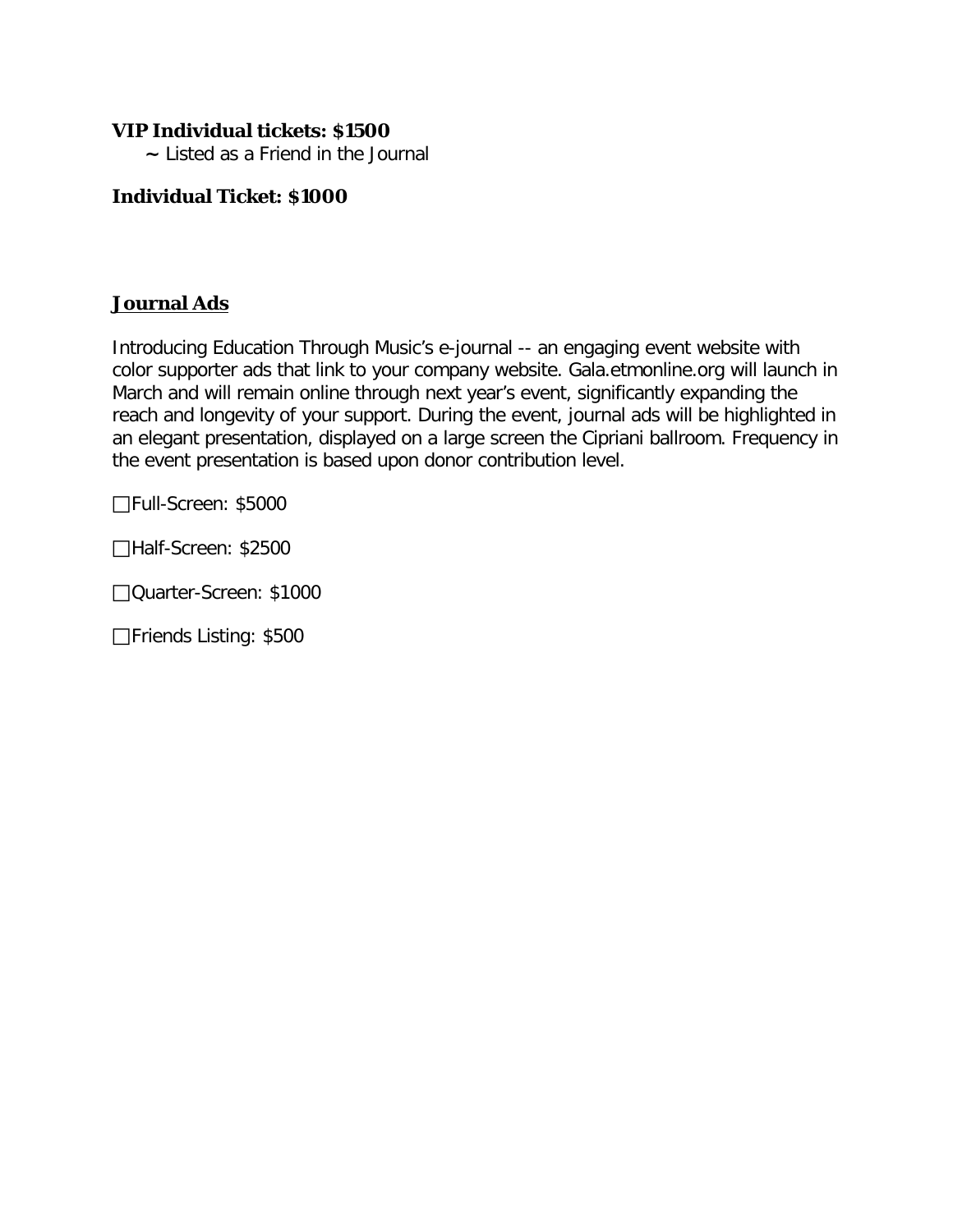**VIP Individual tickets: $1500**

~ Listed as a Friend in the Journal

**Individual Ticket: $1000**

## <u>Journal Ads</u>

Introducing Education Through Music's e-journal -- an engaging event website with color supporter ads that link to your company website. Gala.etmonline.org will launch in March and will remain online through next year's event, significantly expanding the reach and longevity of your support. During the event, journal ads will be highlighted in an elegant presentation, displayed on a large screen the Cipriani ballroom. Frequency in the event presentation is based upon donor contribution level.

☐Full-Screen: $5000

☐Half-Screen: $2500

☐Quarter-Screen: $1000

☐Friends Listing: $500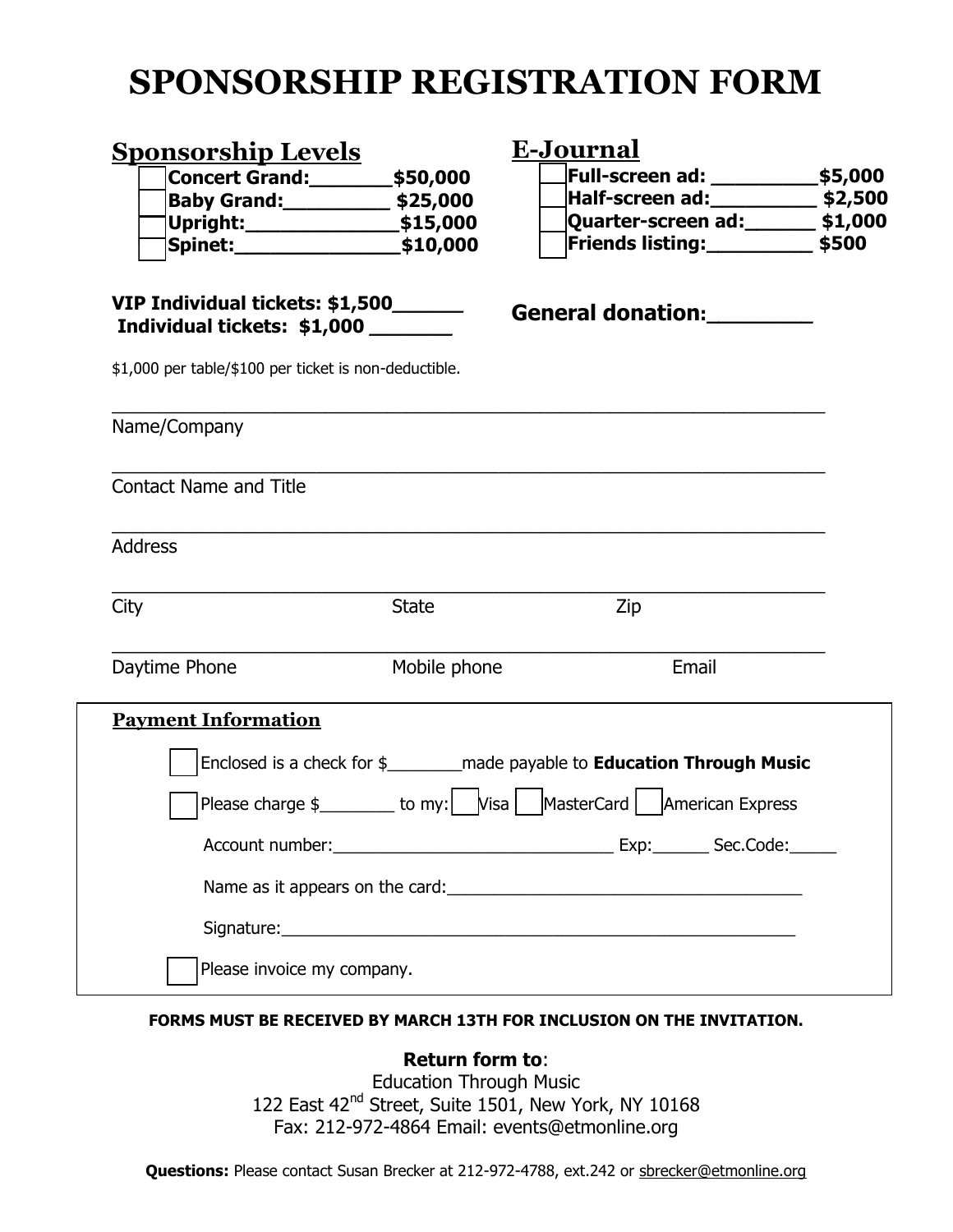# SPONSORSHIP REGISTRATION FORM

## Sponsorship Levels

- ☐ **Concert Grand:_______$50,000**
- ☐ **Baby Grand:_________ $25,000**
- ☐ **Upright:_____________$15,000**
- ☐ **Spinet:______________$10,000**

## E-Journal

- ☐ **Full-screen ad: _________$5,000**
- ☐ **Half-screen ad:_________ $2,500**
- ☐ **Quarter-screen ad:______ $1,000**
- ☐ **Friends listing:_________ $500**

**VIP Individual tickets: $1,500______**
**Individual tickets: $1,000 _______**

**General donation:________**

$1,000 per table/$100 per ticket is non-deductible.

______________________________________________________________
Name/Company

______________________________________________________________
Contact Name and Title

______________________________________________________________
Address

______________________________________________________________
City State Zip

______________________________________________________________
Daytime Phone Mobile phone Email

### Payment Information

☐ Enclosed is a check for $________made payable to **Education Through Music**

☐ Please charge $________ to my: ☐ Visa ☐ MasterCard ☐ American Express

Account number:______________________________ Exp:______ Sec.Code:_____

Name as it appears on the card:______________________________________

Signature:_______________________________________________________

☐ Please invoice my company.

**FORMS MUST BE RECEIVED BY MARCH 13TH FOR INCLUSION ON THE INVITATION.**

**Return form to**:
Education Through Music
122 East 42nd Street, Suite 1501, New York, NY 10168
Fax: 212-972-4864 Email: events@etmonline.org

**Questions:** Please contact Susan Brecker at 212-972-4788, ext.242 or sbrecker@etmonline.org